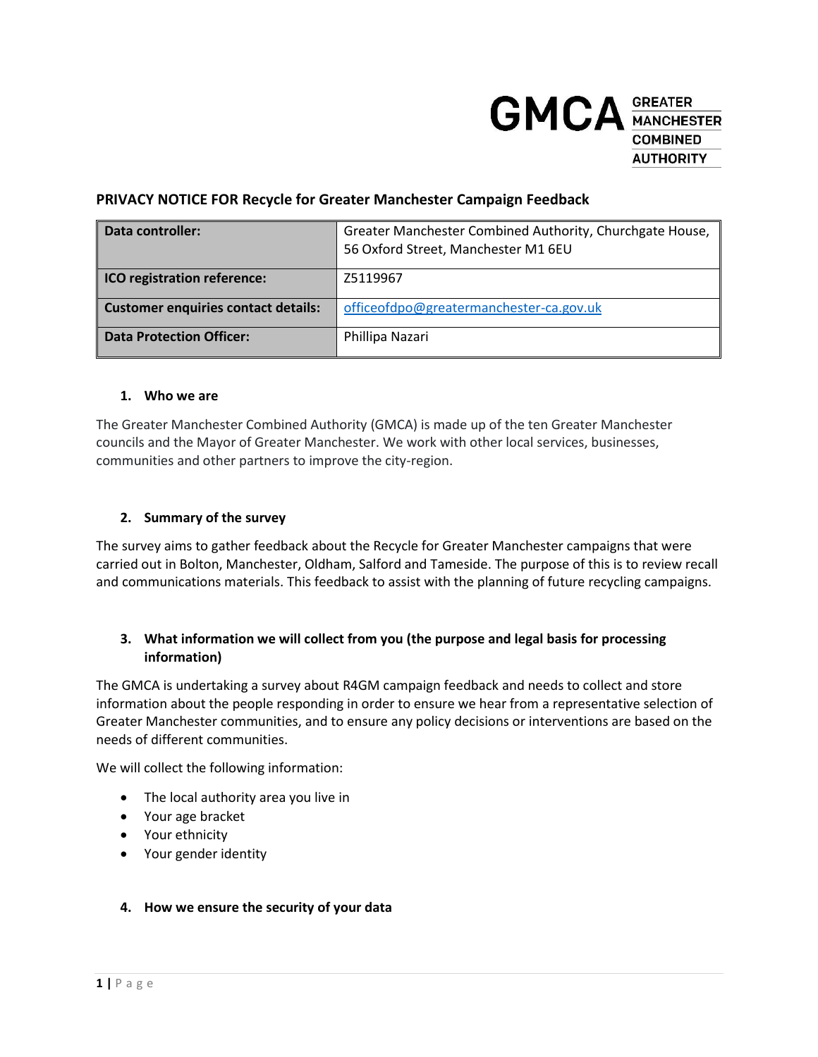GMCA GREATER MANCHESTER COMBINED AUTHORITY

## PRIVACY NOTICE FOR Recycle for Greater Manchester Campaign Feedback

| **Data controller:** | Greater Manchester Combined Authority, Churchgate House, 56 Oxford Street, Manchester M1 6EU |
|---|---|
| **ICO registration reference:** | Z5119967 |
| **Customer enquiries contact details:** | officeofdpo@greatermanchester-ca.gov.uk |
| **Data Protection Officer:** | Phillipa Nazari |

### 1. Who we are

The Greater Manchester Combined Authority (GMCA) is made up of the ten Greater Manchester councils and the Mayor of Greater Manchester. We work with other local services, businesses, communities and other partners to improve the city-region.

### 2. Summary of the survey

The survey aims to gather feedback about the Recycle for Greater Manchester campaigns that were carried out in Bolton, Manchester, Oldham, Salford and Tameside. The purpose of this is to review recall and communications materials. This feedback to assist with the planning of future recycling campaigns.

### 3. What information we will collect from you (the purpose and legal basis for processing information)

The GMCA is undertaking a survey about R4GM campaign feedback and needs to collect and store information about the people responding in order to ensure we hear from a representative selection of Greater Manchester communities, and to ensure any policy decisions or interventions are based on the needs of different communities.

We will collect the following information:

- The local authority area you live in
- Your age bracket
- Your ethnicity
- Your gender identity

### 4. How we ensure the security of your data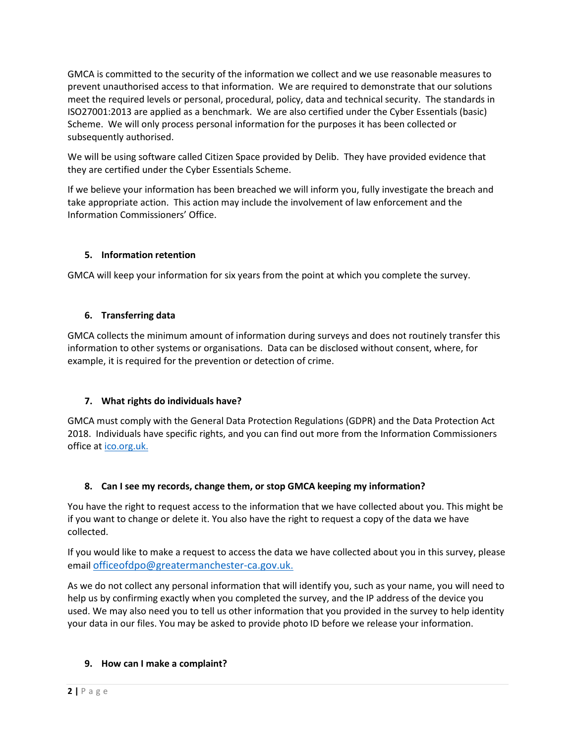GMCA is committed to the security of the information we collect and we use reasonable measures to prevent unauthorised access to that information. We are required to demonstrate that our solutions meet the required levels or personal, procedural, policy, data and technical security. The standards in ISO27001:2013 are applied as a benchmark. We are also certified under the Cyber Essentials (basic) Scheme. We will only process personal information for the purposes it has been collected or subsequently authorised.

We will be using software called Citizen Space provided by Delib. They have provided evidence that they are certified under the Cyber Essentials Scheme.

If we believe your information has been breached we will inform you, fully investigate the breach and take appropriate action. This action may include the involvement of law enforcement and the Information Commissioners' Office.

## 5. Information retention

GMCA will keep your information for six years from the point at which you complete the survey.

## 6. Transferring data

GMCA collects the minimum amount of information during surveys and does not routinely transfer this information to other systems or organisations. Data can be disclosed without consent, where, for example, it is required for the prevention or detection of crime.

## 7. What rights do individuals have?

GMCA must comply with the General Data Protection Regulations (GDPR) and the Data Protection Act 2018. Individuals have specific rights, and you can find out more from the Information Commissioners office at [ico.org.uk.](ico.org.uk)

## 8. Can I see my records, change them, or stop GMCA keeping my information?

You have the right to request access to the information that we have collected about you. This might be if you want to change or delete it. You also have the right to request a copy of the data we have collected.

If you would like to make a request to access the data we have collected about you in this survey, please email [officeofdpo@greatermanchester-ca.gov.uk.](mailto:officeofdpo@greatermanchester-ca.gov.uk)

As we do not collect any personal information that will identify you, such as your name, you will need to help us by confirming exactly when you completed the survey, and the IP address of the device you used. We may also need you to tell us other information that you provided in the survey to help identity your data in our files. You may be asked to provide photo ID before we release your information.

## 9. How can I make a complaint?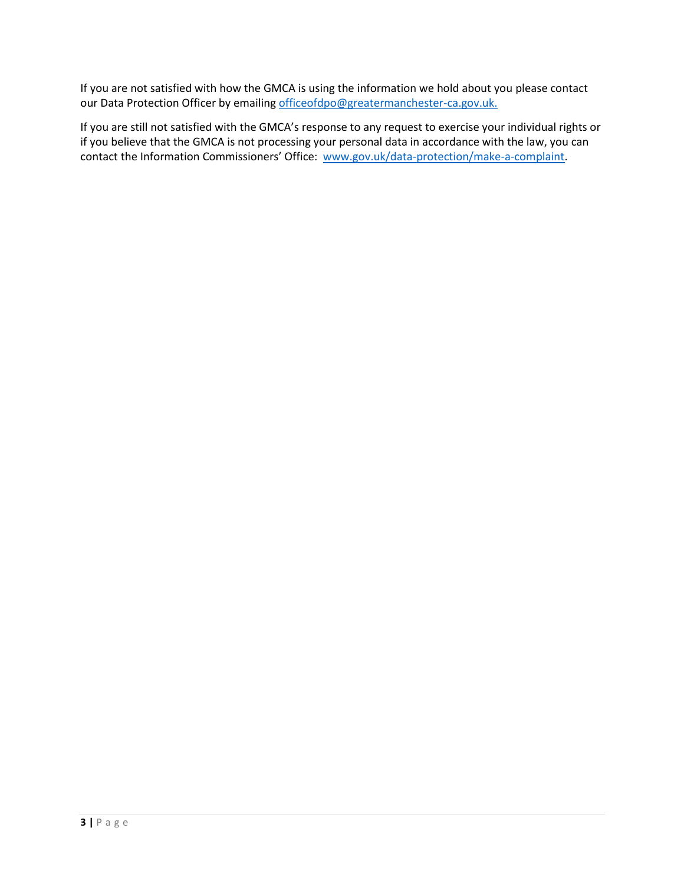If you are not satisfied with how the GMCA is using the information we hold about you please contact our Data Protection Officer by emailing officeofdpo@greatermanchester-ca.gov.uk.

If you are still not satisfied with the GMCA's response to any request to exercise your individual rights or if you believe that the GMCA is not processing your personal data in accordance with the law, you can contact the Information Commissioners' Office: www.gov.uk/data-protection/make-a-complaint.